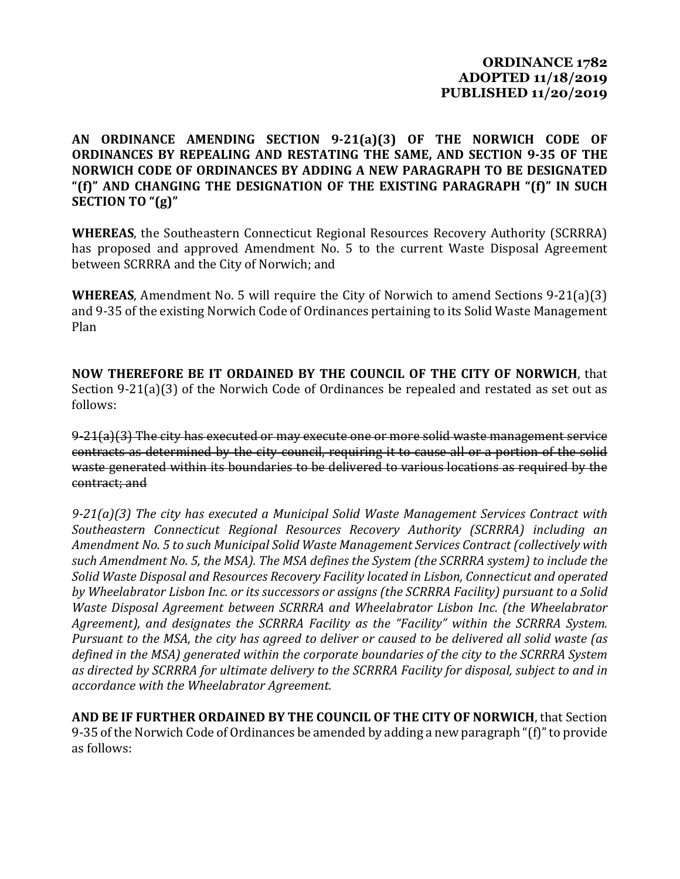**ORDINANCE 1782**
**ADOPTED 11/18/2019**
**PUBLISHED 11/20/2019**

**AN ORDINANCE AMENDING SECTION 9-21(a)(3) OF THE NORWICH CODE OF ORDINANCES BY REPEALING AND RESTATING THE SAME, AND SECTION 9-35 OF THE NORWICH CODE OF ORDINANCES BY ADDING A NEW PARAGRAPH TO BE DESIGNATED "(f)" AND CHANGING THE DESIGNATION OF THE EXISTING PARAGRAPH "(f)" IN SUCH SECTION TO "(g)"**

**WHEREAS**, the Southeastern Connecticut Regional Resources Recovery Authority (SCRRRA) has proposed and approved Amendment No. 5 to the current Waste Disposal Agreement between SCRRRA and the City of Norwich; and

**WHEREAS**, Amendment No. 5 will require the City of Norwich to amend Sections 9-21(a)(3) and 9-35 of the existing Norwich Code of Ordinances pertaining to its Solid Waste Management Plan

**NOW THEREFORE BE IT ORDAINED BY THE COUNCIL OF THE CITY OF NORWICH**, that Section 9-21(a)(3) of the Norwich Code of Ordinances be repealed and restated as set out as follows:

~~9-21(a)(3) The city has executed or may execute one or more solid waste management service contracts as determined by the city council, requiring it to cause all or a portion of the solid waste generated within its boundaries to be delivered to various locations as required by the contract; and~~

*9-21(a)(3) The city has executed a Municipal Solid Waste Management Services Contract with Southeastern Connecticut Regional Resources Recovery Authority (SCRRRA) including an Amendment No. 5 to such Municipal Solid Waste Management Services Contract (collectively with such Amendment No. 5, the MSA). The MSA defines the System (the SCRRRA system) to include the Solid Waste Disposal and Resources Recovery Facility located in Lisbon, Connecticut and operated by Wheelabrator Lisbon Inc. or its successors or assigns (the SCRRRA Facility) pursuant to a Solid Waste Disposal Agreement between SCRRRA and Wheelabrator Lisbon Inc. (the Wheelabrator Agreement), and designates the SCRRRA Facility as the "Facility" within the SCRRRA System. Pursuant to the MSA, the city has agreed to deliver or caused to be delivered all solid waste (as defined in the MSA) generated within the corporate boundaries of the city to the SCRRRA System as directed by SCRRRA for ultimate delivery to the SCRRRA Facility for disposal, subject to and in accordance with the Wheelabrator Agreement.*

**AND BE IF FURTHER ORDAINED BY THE COUNCIL OF THE CITY OF NORWICH**, that Section 9-35 of the Norwich Code of Ordinances be amended by adding a new paragraph "(f)" to provide as follows: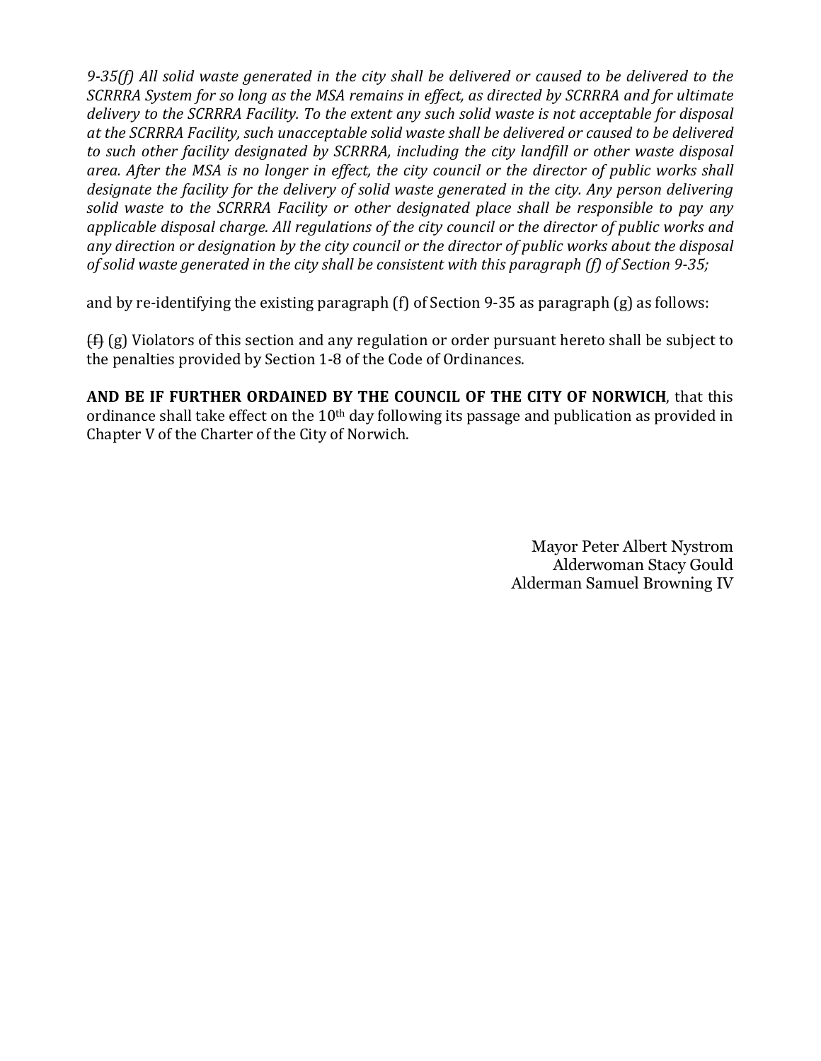*9-35(f) All solid waste generated in the city shall be delivered or caused to be delivered to the SCRRRA System for so long as the MSA remains in effect, as directed by SCRRRA and for ultimate delivery to the SCRRRA Facility. To the extent any such solid waste is not acceptable for disposal at the SCRRRA Facility, such unacceptable solid waste shall be delivered or caused to be delivered to such other facility designated by SCRRRA, including the city landfill or other waste disposal area. After the MSA is no longer in effect, the city council or the director of public works shall designate the facility for the delivery of solid waste generated in the city. Any person delivering solid waste to the SCRRRA Facility or other designated place shall be responsible to pay any applicable disposal charge. All regulations of the city council or the director of public works and any direction or designation by the city council or the director of public works about the disposal of solid waste generated in the city shall be consistent with this paragraph (f) of Section 9-35;*

and by re-identifying the existing paragraph (f) of Section 9-35 as paragraph (g) as follows:

~~(f)~~ (g) Violators of this section and any regulation or order pursuant hereto shall be subject to the penalties provided by Section 1-8 of the Code of Ordinances.

**AND BE IF FURTHER ORDAINED BY THE COUNCIL OF THE CITY OF NORWICH**, that this ordinance shall take effect on the 10th day following its passage and publication as provided in Chapter V of the Charter of the City of Norwich.

Mayor Peter Albert Nystrom
Alderwoman Stacy Gould
Alderman Samuel Browning IV